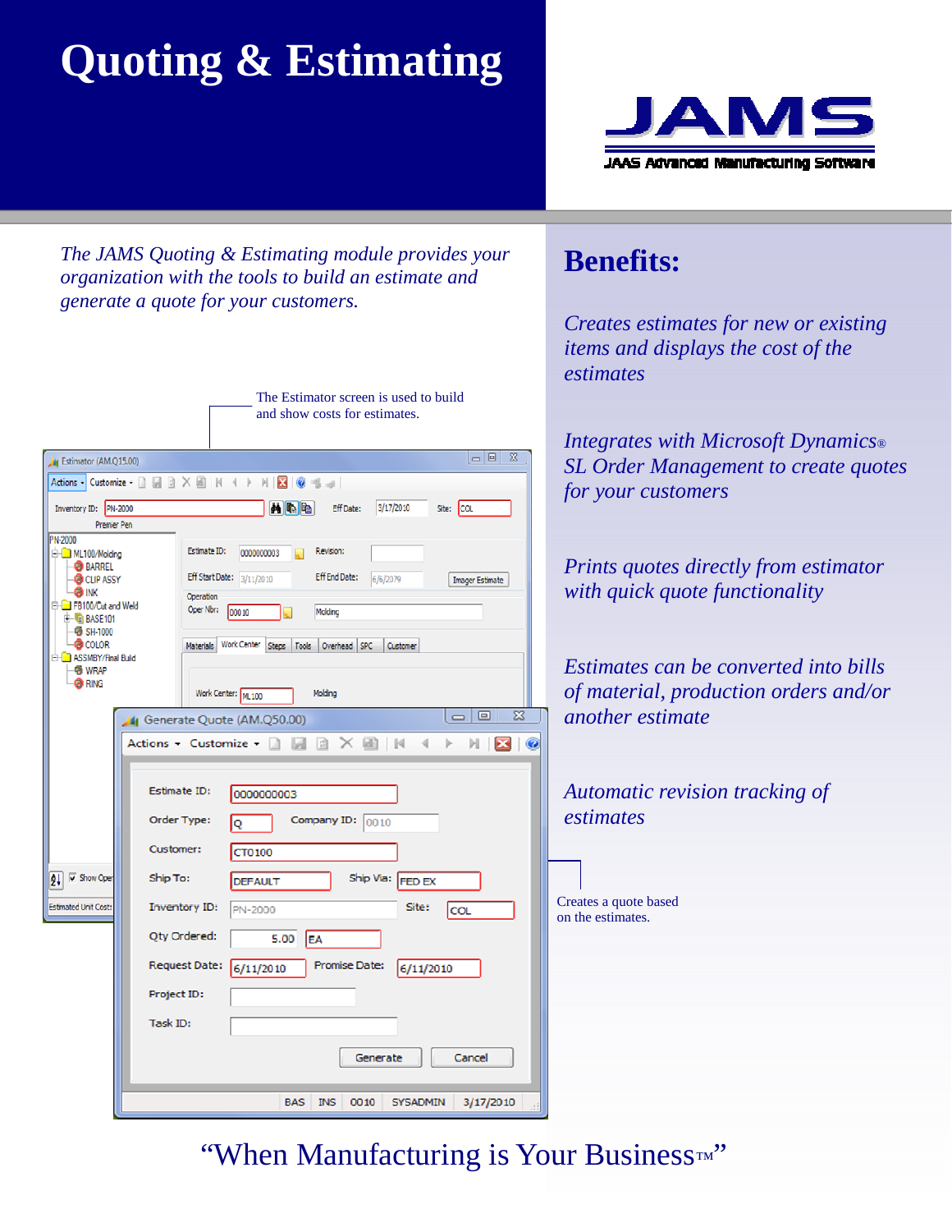# Quoting & Estimating

**JAMS**

JAAS Advanced Manufacturing Software

*The JAMS Quoting & Estimating module provides your organization with the tools to build an estimate and generate a quote for your customers.*

The Estimator screen is used to build and show costs for estimates.

Creates a quote based on the estimates.

## Benefits:

*Creates estimates for new or existing items and displays the cost of the estimates*

*Integrates with Microsoft Dynamics® SL Order Management to create quotes for your customers*

*Prints quotes directly from estimator with quick quote functionality*

*Estimates can be converted into bills of material, production orders and/or another estimate*

*Automatic revision tracking of estimates*

"When Manufacturing is Your Business™"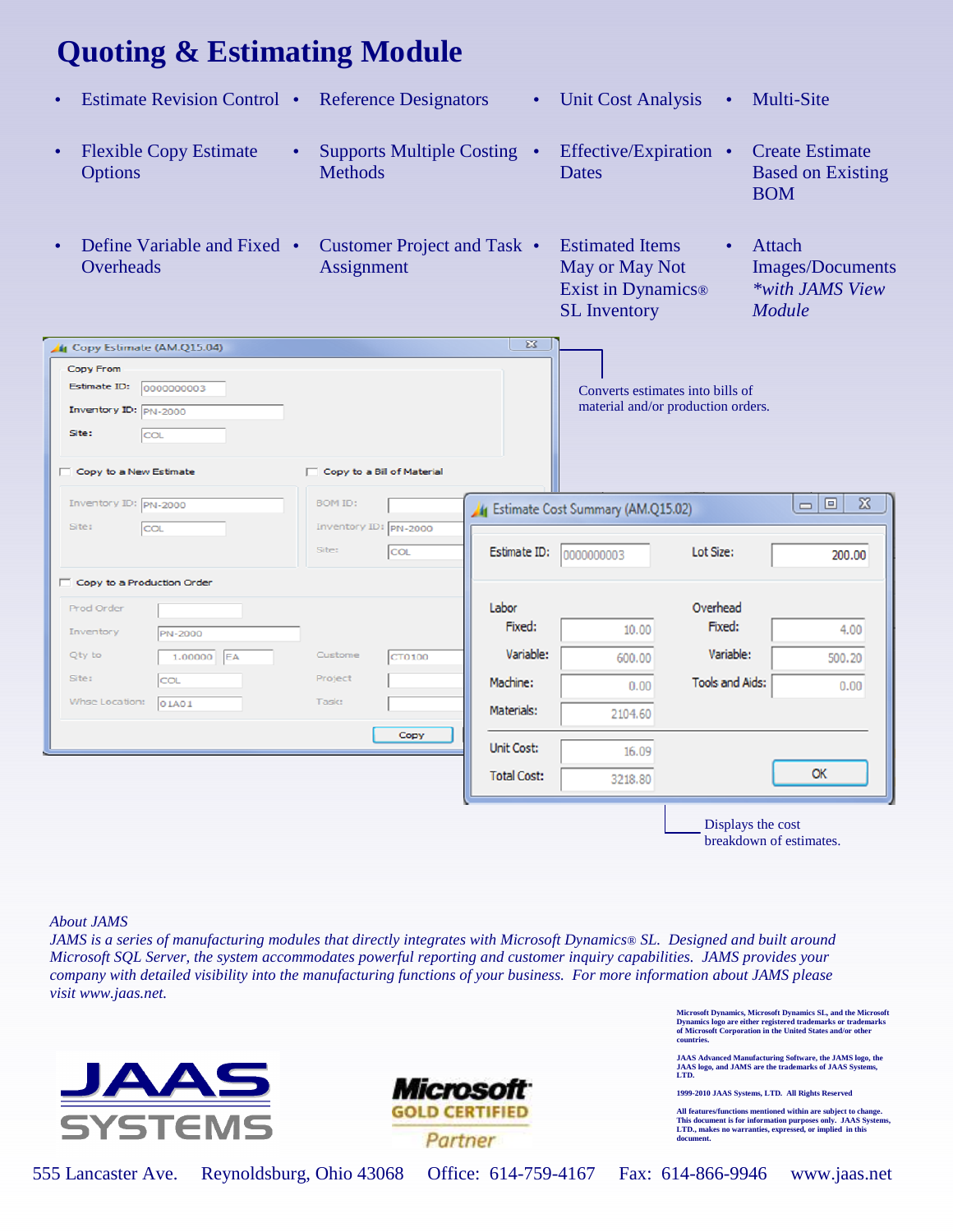# Quoting & Estimating Module

- Estimate Revision Control
- Reference Designators
- Unit Cost Analysis
- Multi-Site
- Flexible Copy Estimate Options
- Supports Multiple Costing Methods
- Effective/Expiration Dates
- Create Estimate Based on Existing BOM
- Define Variable and Fixed Overheads
- Customer Project and Task Assignment
- Estimated Items May or May Not Exist in Dynamics® SL Inventory
- Attach Images/Documents *\*with JAMS View Module*

Converts estimates into bills of material and/or production orders.

Displays the cost breakdown of estimates.

*About JAMS*

*JAMS is a series of manufacturing modules that directly integrates with Microsoft Dynamics® SL. Designed and built around Microsoft SQL Server, the system accommodates powerful reporting and customer inquiry capabilities. JAMS provides your company with detailed visibility into the manufacturing functions of your business. For more information about JAMS please visit www.jaas.net.*

**Microsoft Dynamics, Microsoft Dynamics SL, and the Microsoft Dynamics logo are either registered trademarks or trademarks of Microsoft Corporation in the United States and/or other countries.**

**JAAS Advanced Manufacturing Software, the JAMS logo, the JAAS logo, and JAMS are the trademarks of JAAS Systems, LTD.**

**1999-2010 JAAS Systems, LTD. All Rights Reserved**

**All features/functions mentioned within are subject to change. This document is for information purposes only. JAAS Systems, LTD., makes no warranties, expressed, or implied in this document.**

JAAS SYSTEMS

Microsoft GOLD CERTIFIED Partner

555 Lancaster Ave. Reynoldsburg, Ohio 43068 Office: 614-759-4167 Fax: 614-866-9946 www.jaas.net